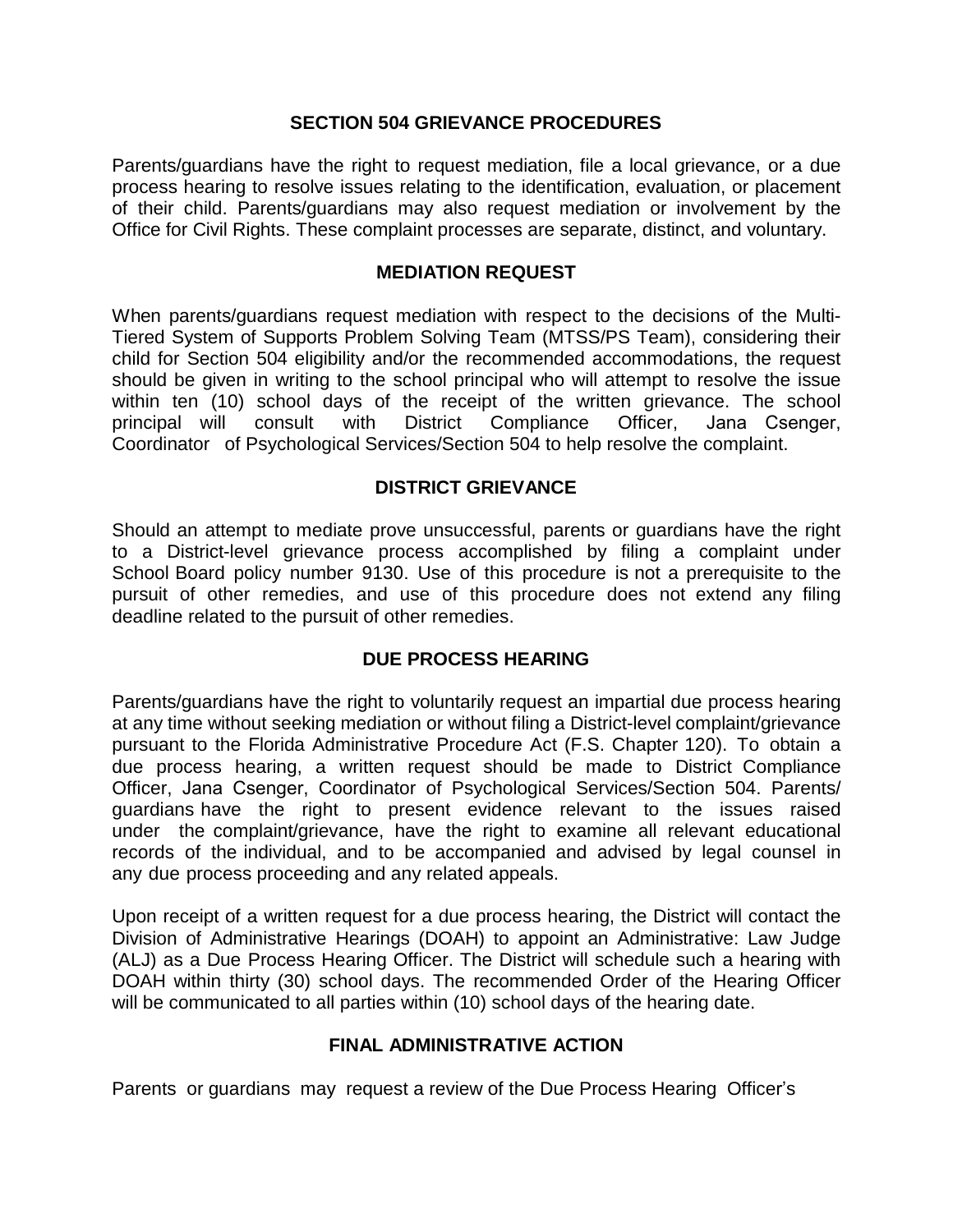## SECTION 504 GRIEVANCE PROCEDURES

Parents/guardians have the right to request mediation, file a local grievance, or a due process hearing to resolve issues relating to the identification, evaluation, or placement of their child. Parents/guardians may also request mediation or involvement by the Office for Civil Rights. These complaint processes are separate, distinct, and voluntary.

### MEDIATION REQUEST

When parents/guardians request mediation with respect to the decisions of the Multi-Tiered System of Supports Problem Solving Team (MTSS/PS Team), considering their child for Section 504 eligibility and/or the recommended accommodations, the request should be given in writing to the school principal who will attempt to resolve the issue within ten (10) school days of the receipt of the written grievance. The school principal will consult with District Compliance Officer, Jana Csenger, Coordinator of Psychological Services/Section 504 to help resolve the complaint.

### DISTRICT GRIEVANCE

Should an attempt to mediate prove unsuccessful, parents or guardians have the right to a District-level grievance process accomplished by filing a complaint under School Board policy number 9130. Use of this procedure is not a prerequisite to the pursuit of other remedies, and use of this procedure does not extend any filing deadline related to the pursuit of other remedies.

### DUE PROCESS HEARING

Parents/guardians have the right to voluntarily request an impartial due process hearing at any time without seeking mediation or without filing a District-level complaint/grievance pursuant to the Florida Administrative Procedure Act (F.S. Chapter 120). To obtain a due process hearing, a written request should be made to District Compliance Officer, Jana Csenger, Coordinator of Psychological Services/Section 504. Parents/ guardians have the right to present evidence relevant to the issues raised under the complaint/grievance, have the right to examine all relevant educational records of the individual, and to be accompanied and advised by legal counsel in any due process proceeding and any related appeals.

Upon receipt of a written request for a due process hearing, the District will contact the Division of Administrative Hearings (DOAH) to appoint an Administrative: Law Judge (ALJ) as a Due Process Hearing Officer. The District will schedule such a hearing with DOAH within thirty (30) school days. The recommended Order of the Hearing Officer will be communicated to all parties within (10) school days of the hearing date.

### FINAL ADMINISTRATIVE ACTION

Parents or guardians may request a review of the Due Process Hearing Officer's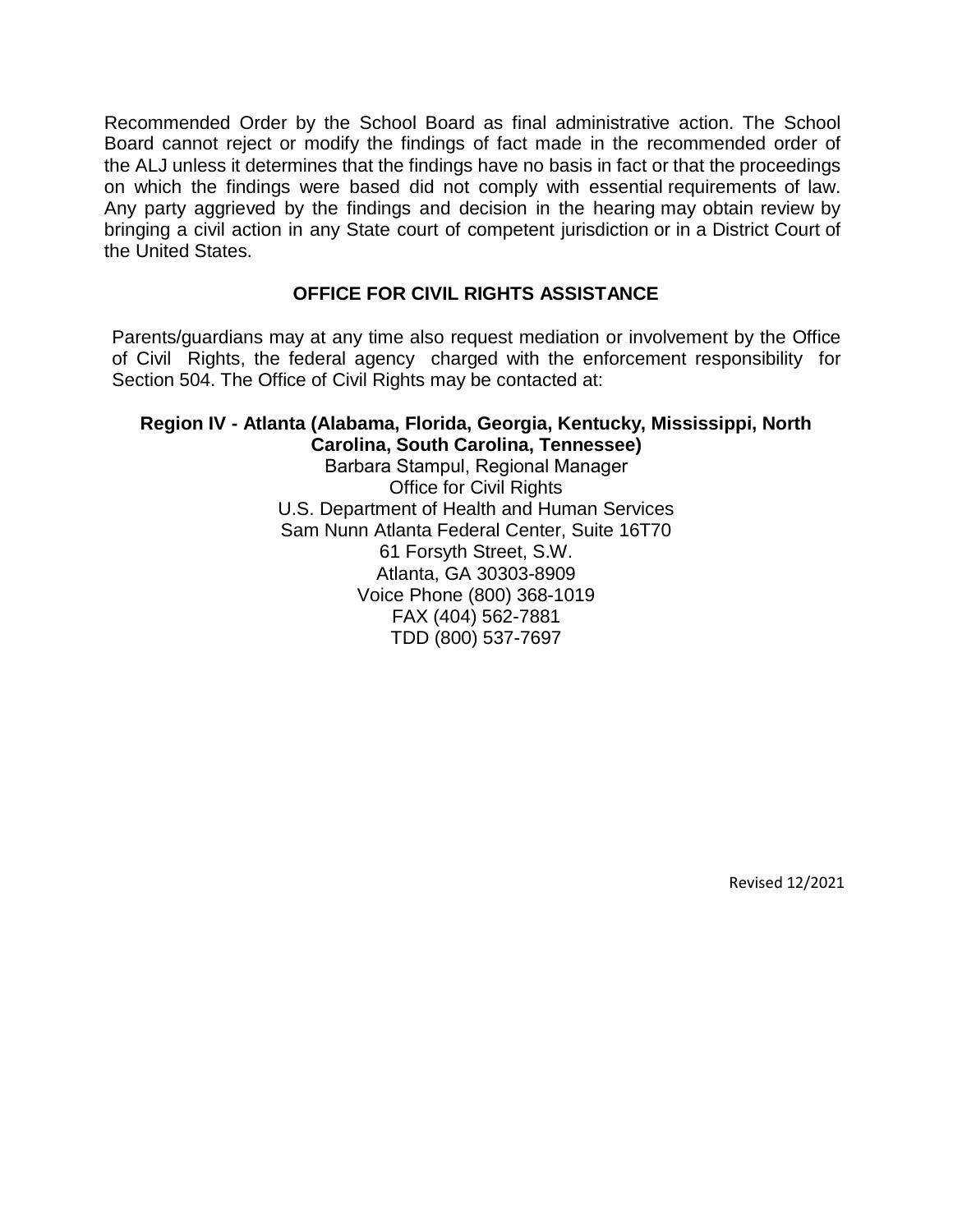Recommended Order by the School Board as final administrative action. The School Board cannot reject or modify the findings of fact made in the recommended order of the ALJ unless it determines that the findings have no basis in fact or that the proceedings on which the findings were based did not comply with essential requirements of law. Any party aggrieved by the findings and decision in the hearing may obtain review by bringing a civil action in any State court of competent jurisdiction or in a District Court of the United States.

## OFFICE FOR CIVIL RIGHTS ASSISTANCE

Parents/guardians may at any time also request mediation or involvement by the Office of Civil Rights, the federal agency charged with the enforcement responsibility for Section 504. The Office of Civil Rights may be contacted at:

**Region IV - Atlanta (Alabama, Florida, Georgia, Kentucky, Mississippi, North Carolina, South Carolina, Tennessee)**

Barbara Stampul, Regional Manager
Office for Civil Rights
U.S. Department of Health and Human Services
Sam Nunn Atlanta Federal Center, Suite 16T70
61 Forsyth Street, S.W.
Atlanta, GA 30303-8909
Voice Phone (800) 368-1019
FAX (404) 562-7881
TDD (800) 537-7697

Revised 12/2021